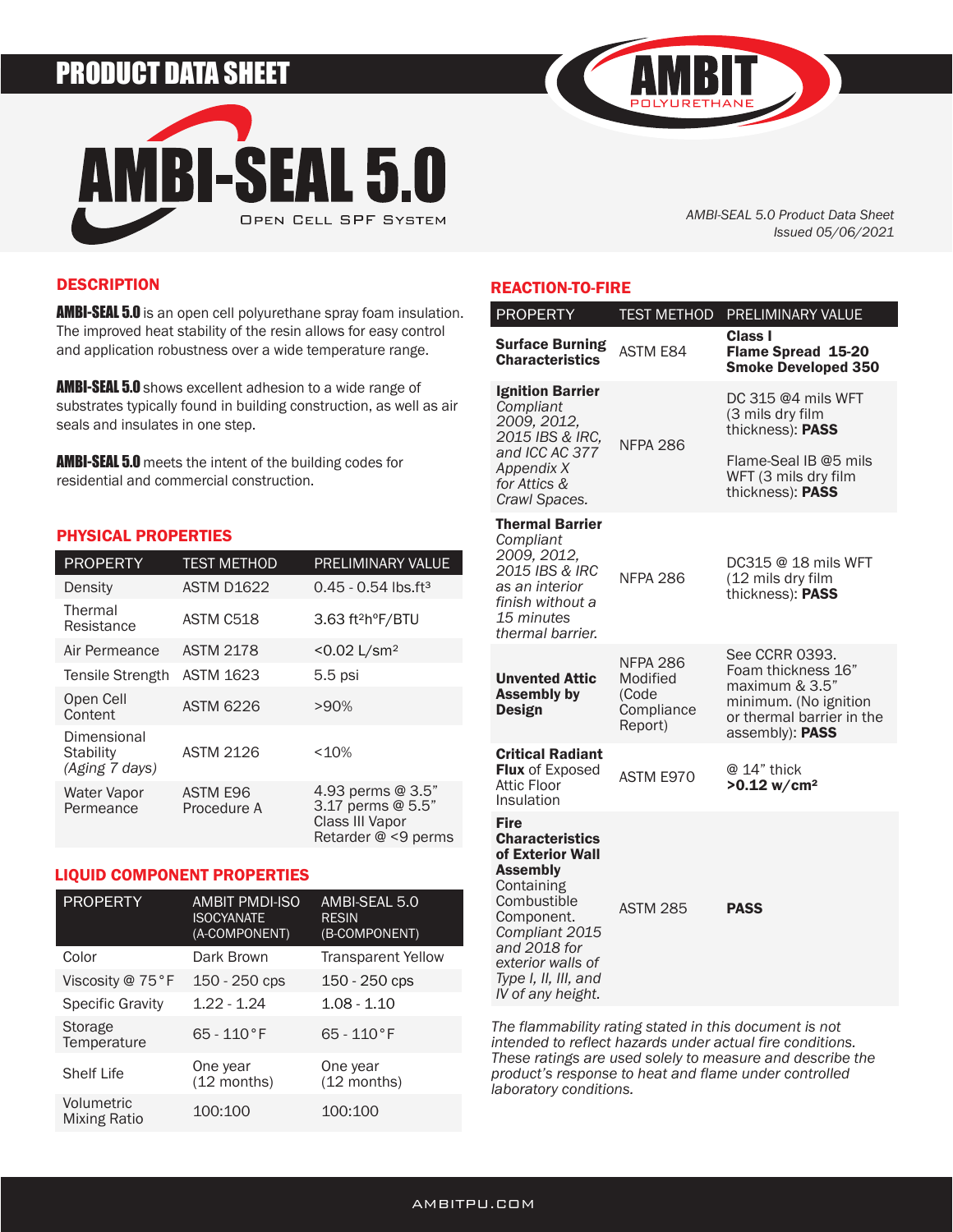# PRODUCT DATA SHEET

# AMBI-SEAL 5.0

Open Cell SPF System

*AMBI-SEAL 5.0 Product Data Sheet*
*Issued 05/06/2021*

## DESCRIPTION

**AMBI-SEAL 5.0** is an open cell polyurethane spray foam insulation. The improved heat stability of the resin allows for easy control and application robustness over a wide temperature range.

**AMBI-SEAL 5.0** shows excellent adhesion to a wide range of substrates typically found in building construction, as well as air seals and insulates in one step.

**AMBI-SEAL 5.0** meets the intent of the building codes for residential and commercial construction.

## PHYSICAL PROPERTIES

| PROPERTY | TEST METHOD | PRELIMINARY VALUE |
|---|---|---|
| Density | ASTM D1622 | 0.45 - 0.54 lbs.ft³ |
| Thermal Resistance | ASTM C518 | 3.63 ft²h°F/BTU |
| Air Permeance | ASTM 2178 | <0.02 L/sm² |
| Tensile Strength | ASTM 1623 | 5.5 psi |
| Open Cell Content | ASTM 6226 | >90% |
| Dimensional Stability *(Aging 7 days)* | ASTM 2126 | <10% |
| Water Vapor Permeance | ASTM E96 Procedure A | 4.93 perms @ 3.5" 3.17 perms @ 5.5" Class III Vapor Retarder @ <9 perms |

## LIQUID COMPONENT PROPERTIES

| PROPERTY | AMBIT PMDI-ISO ISOCYANATE (A-COMPONENT) | AMBI-SEAL 5.0 RESIN (B-COMPONENT) |
|---|---|---|
| Color | Dark Brown | Transparent Yellow |
| Viscosity @ 75°F | 150 - 250 cps | 150 - 250 cps |
| Specific Gravity | 1.22 - 1.24 | 1.08 - 1.10 |
| Storage Temperature | 65 - 110°F | 65 - 110°F |
| Shelf Life | One year (12 months) | One year (12 months) |
| Volumetric Mixing Ratio | 100:100 | 100:100 |

## REACTION-TO-FIRE

| PROPERTY | TEST METHOD | PRELIMINARY VALUE |
|---|---|---|
| **Surface Burning Characteristics** | ASTM E84 | **Class I Flame Spread 15-20 Smoke Developed 350** |
| **Ignition Barrier** *Compliant 2009, 2012, 2015 IBS & IRC, and ICC AC 377 Appendix X for Attics & Crawl Spaces.* | NFPA 286 | DC 315 @4 mils WFT (3 mils dry film thickness): **PASS**<br><br>Flame-Seal IB @5 mils WFT (3 mils dry film thickness): **PASS** |
| **Thermal Barrier** *Compliant 2009, 2012, 2015 IBS & IRC as an interior finish without a 15 minutes thermal barrier.* | NFPA 286 | DC315 @ 18 mils WFT (12 mils dry film thickness): **PASS** |
| **Unvented Attic Assembly by Design** | NFPA 286 Modified (Code Compliance Report) | See CCRR 0393. Foam thickness 16" maximum & 3.5" minimum. (No ignition or thermal barrier in the assembly): **PASS** |
| **Critical Radiant Flux** of Exposed Attic Floor Insulation | ASTM E970 | @ 14" thick **>0.12 w/cm²** |
| **Fire Characteristics of Exterior Wall Assembly** Containing Combustible Component. *Compliant 2015 and 2018 for exterior walls of Type I, II, III, and IV of any height.* | ASTM 285 | **PASS** |

*The flammability rating stated in this document is not intended to reflect hazards under actual fire conditions. These ratings are used solely to measure and describe the product's response to heat and flame under controlled laboratory conditions.*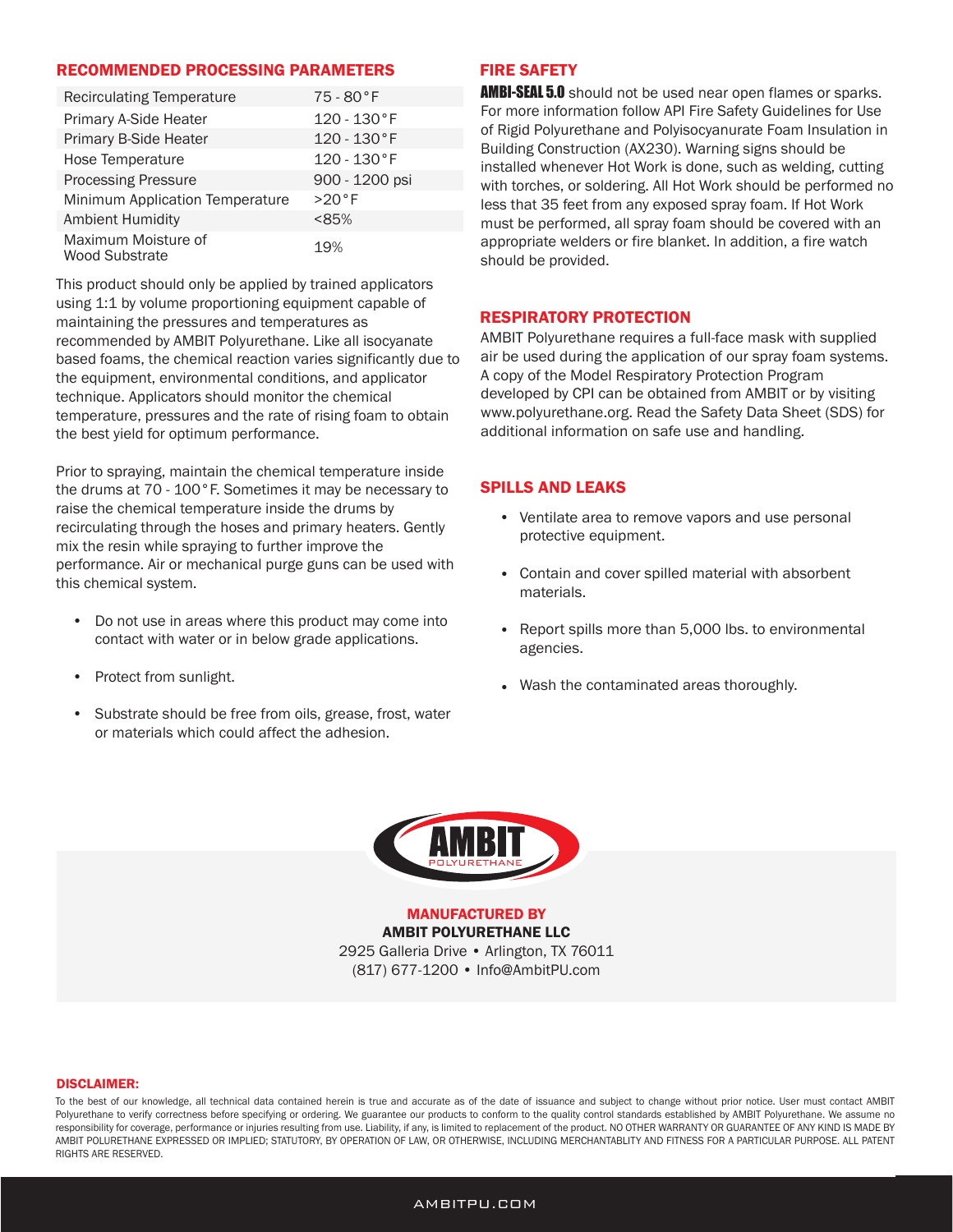## RECOMMENDED PROCESSING PARAMETERS

| | |
|---|---|
| Recirculating Temperature | 75 - 80°F |
| Primary A-Side Heater | 120 - 130°F |
| Primary B-Side Heater | 120 - 130°F |
| Hose Temperature | 120 - 130°F |
| Processing Pressure | 900 - 1200 psi |
| Minimum Application Temperature | >20°F |
| Ambient Humidity | <85% |
| Maximum Moisture of Wood Substrate | 19% |

This product should only be applied by trained applicators using 1:1 by volume proportioning equipment capable of maintaining the pressures and temperatures as recommended by AMBIT Polyurethane. Like all isocyanate based foams, the chemical reaction varies significantly due to the equipment, environmental conditions, and applicator technique. Applicators should monitor the chemical temperature, pressures and the rate of rising foam to obtain the best yield for optimum performance.

Prior to spraying, maintain the chemical temperature inside the drums at 70 - 100°F. Sometimes it may be necessary to raise the chemical temperature inside the drums by recirculating through the hoses and primary heaters. Gently mix the resin while spraying to further improve the performance. Air or mechanical purge guns can be used with this chemical system.

- Do not use in areas where this product may come into contact with water or in below grade applications.
- Protect from sunlight.
- Substrate should be free from oils, grease, frost, water or materials which could affect the adhesion.

## FIRE SAFETY

**AMBI-SEAL 5.0** should not be used near open flames or sparks. For more information follow API Fire Safety Guidelines for Use of Rigid Polyurethane and Polyisocyanurate Foam Insulation in Building Construction (AX230). Warning signs should be installed whenever Hot Work is done, such as welding, cutting with torches, or soldering. All Hot Work should be performed no less that 35 feet from any exposed spray foam. If Hot Work must be performed, all spray foam should be covered with an appropriate welders or fire blanket. In addition, a fire watch should be provided.

## RESPIRATORY PROTECTION

AMBIT Polyurethane requires a full-face mask with supplied air be used during the application of our spray foam systems. A copy of the Model Respiratory Protection Program developed by CPI can be obtained from AMBIT or by visiting www.polyurethane.org. Read the Safety Data Sheet (SDS) for additional information on safe use and handling.

## SPILLS AND LEAKS

- Ventilate area to remove vapors and use personal protective equipment.
- Contain and cover spilled material with absorbent materials.
- Report spills more than 5,000 lbs. to environmental agencies.
- Wash the contaminated areas thoroughly.

AMBIT POLYURETHANE

**MANUFACTURED BY**
**AMBIT POLYURETHANE LLC**
2925 Galleria Drive • Arlington, TX 76011
(817) 677-1200 • Info@AmbitPU.com

**DISCLAIMER:**

To the best of our knowledge, all technical data contained herein is true and accurate as of the date of issuance and subject to change without prior notice. User must contact AMBIT Polyurethane to verify correctness before specifying or ordering. We guarantee our products to conform to the quality control standards established by AMBIT Polyurethane. We assume no responsibility for coverage, performance or injuries resulting from use. Liability, if any, is limited to replacement of the product. NO OTHER WARRANTY OR GUARANTEE OF ANY KIND IS MADE BY AMBIT POLURETHANE EXPRESSED OR IMPLIED; STATUTORY, BY OPERATION OF LAW, OR OTHERWISE, INCLUDING MERCHANTABLITY AND FITNESS FOR A PARTICULAR PURPOSE. ALL PATENT RIGHTS ARE RESERVED.

AMBITPU.COM